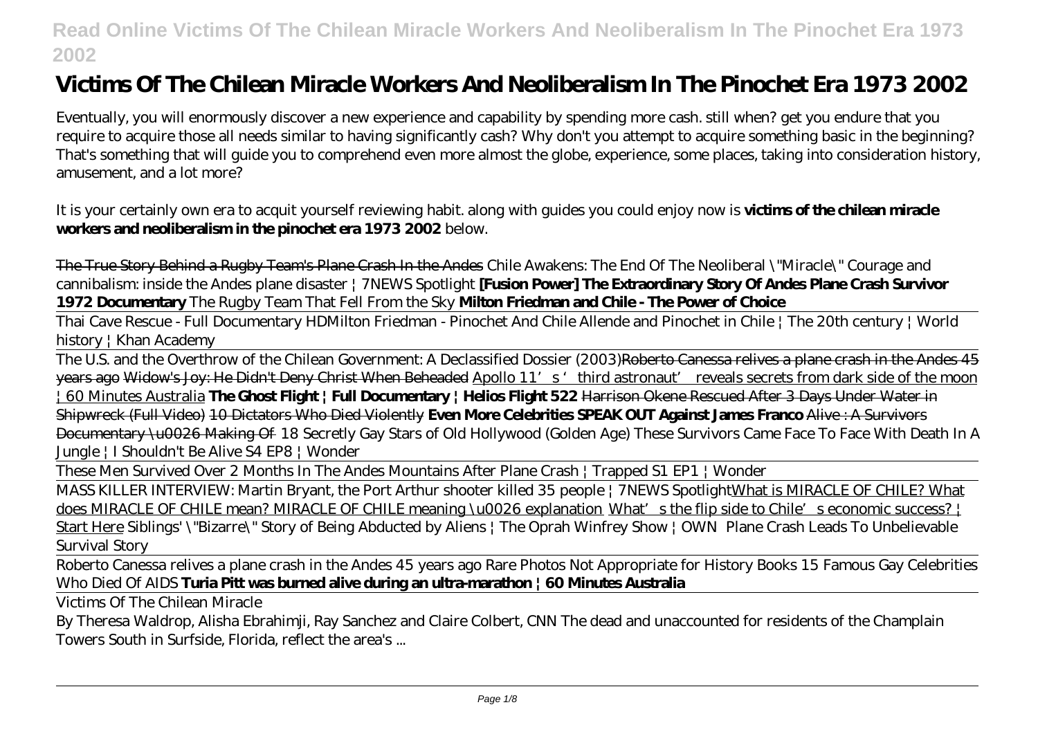# Victims Of The Chilean Miracle Workers And Neoliberalism In The Pinochet Era 1973 2002

Eventually, you will enormously discover a new experience and capability by spending more cash. still when? get you endure that you require to acquire those all needs similar to having significantly cash? Why don't you attempt to acquire something basic in the beginning? That's something that will guide you to comprehend even more almost the globe, experience, some places, taking into consideration history, amusement, and a lot more?

It is your certainly own era to acquit yourself reviewing habit. along with guides you could enjoy now is **victims of the chilean miracle workers and neoliberalism in the pinochet era 1973 2002** below.

The True Story Behind a Rugby Team's Plane Crash In the Andes *Chile Awakens: The End Of The Neoliberal "Miracle" Courage and cannibalism: inside the Andes plane disaster | 7NEWS Spotlight* **[Fusion Power] The Extraordinary Story Of Andes Plane Crash Survivor 1972 Documentary** *The Rugby Team That Fell From the Sky* **Milton Friedman and Chile - The Power of Choice**

Thai Cave Rescue - Full Documentary HD*Milton Friedman - Pinochet And Chile Allende and Pinochet in Chile | The 20th century | World history | Khan Academy*

The U.S. and the Overthrow of the Chilean Government: A Declassified Dossier (2003)Roberto Canessa relives a plane crash in the Andes 45 years ago Widow's Joy: He Didn't Deny Christ When Beheaded Apollo 11's 'third astronaut' reveals secrets from dark side of the moon | 60 Minutes Australia **The Ghost Flight | Full Documentary | Helios Flight 522** Harrison Okene Rescued After 3 Days Under Water in Shipwreck (Full Video) 10 Dictators Who Died Violently **Even More Celebrities SPEAK OUT Against James Franco** Alive : A Survivors Documentary & Making Of *18 Secretly Gay Stars of Old Hollywood (Golden Age) These Survivors Came Face To Face With Death In A Jungle | I Shouldn't Be Alive S4 EP8 | Wonder*

These Men Survived Over 2 Months In The Andes Mountains After Plane Crash | Trapped S1 EP1 | Wonder

MASS KILLER INTERVIEW: Martin Bryant, the Port Arthur shooter killed 35 people | 7NEWS SpotlightWhat is MIRACLE OF CHILE? What does MIRACLE OF CHILE mean? MIRACLE OF CHILE meaning & explanation What's the flip side to Chile's economic success? | Start Here *Siblings' "Bizarre" Story of Being Abducted by Aliens | The Oprah Winfrey Show | OWN Plane Crash Leads To Unbelievable Survival Story*

Roberto Canessa relives a plane crash in the Andes 45 years ago *Rare Photos Not Appropriate for History Books 15 Famous Gay Celebrities Who Died Of AIDS* **Turia Pitt was burned alive during an ultra-marathon | 60 Minutes Australia**

Victims Of The Chilean Miracle

By Theresa Waldrop, Alisha Ebrahimji, Ray Sanchez and Claire Colbert, CNN The dead and unaccounted for residents of the Champlain Towers South in Surfside, Florida, reflect the area's ...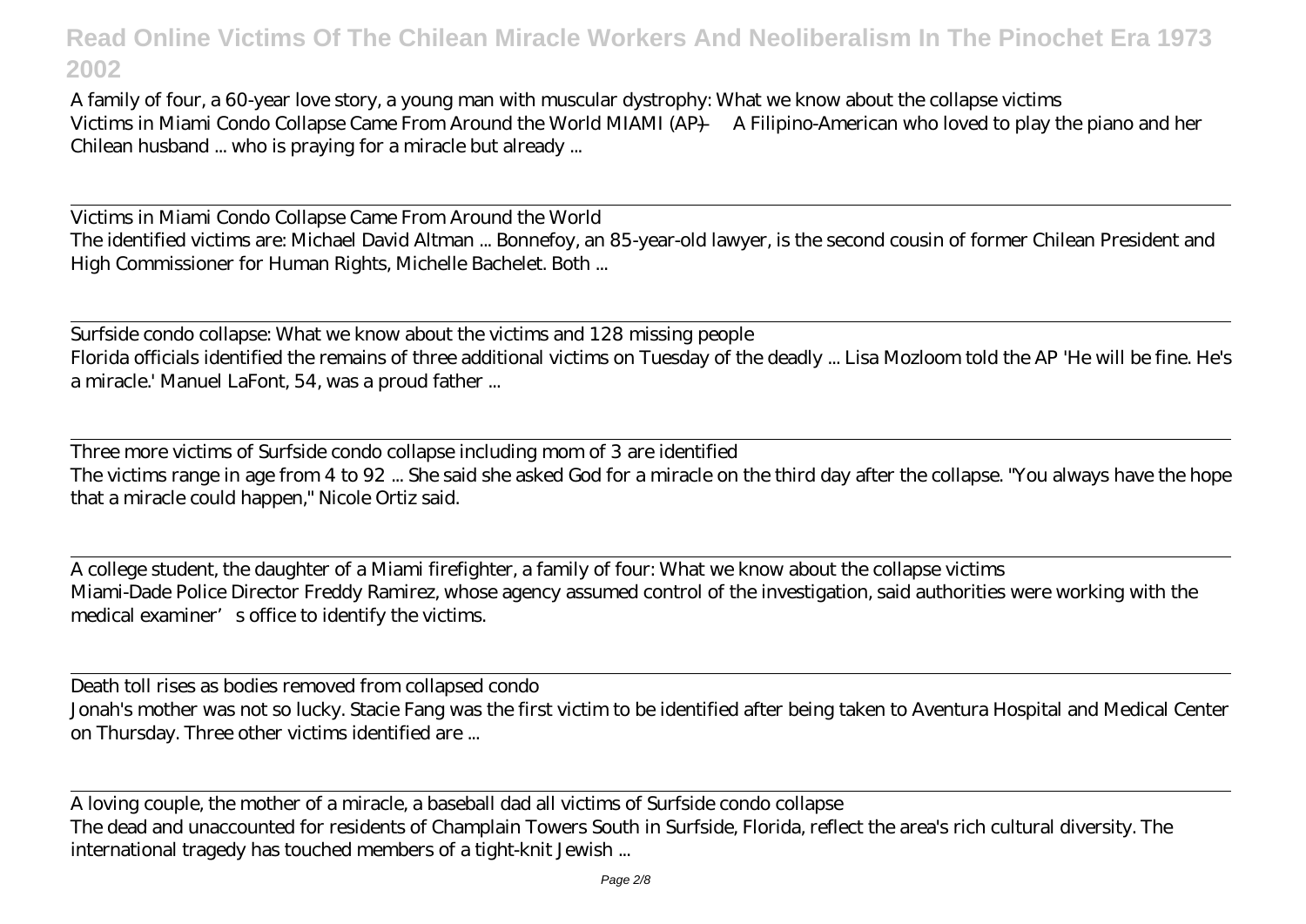A family of four, a 60-year love story, a young man with muscular dystrophy: What we know about the collapse victims
Victims in Miami Condo Collapse Came From Around the World MIAMI (AP) — A Filipino-American who loved to play the piano and her Chilean husband ... who is praying for a miracle but already ...

Victims in Miami Condo Collapse Came From Around the World
The identified victims are: Michael David Altman ... Bonnefoy, an 85-year-old lawyer, is the second cousin of former Chilean President and High Commissioner for Human Rights, Michelle Bachelet. Both ...

Surfside condo collapse: What we know about the victims and 128 missing people
Florida officials identified the remains of three additional victims on Tuesday of the deadly ... Lisa Mozloom told the AP 'He will be fine. He's a miracle.' Manuel LaFont, 54, was a proud father ...

Three more victims of Surfside condo collapse including mom of 3 are identified
The victims range in age from 4 to 92 ... She said she asked God for a miracle on the third day after the collapse. "You always have the hope that a miracle could happen," Nicole Ortiz said.

A college student, the daughter of a Miami firefighter, a family of four: What we know about the collapse victims
Miami-Dade Police Director Freddy Ramirez, whose agency assumed control of the investigation, said authorities were working with the medical examiner's office to identify the victims.

Death toll rises as bodies removed from collapsed condo
Jonah's mother was not so lucky. Stacie Fang was the first victim to be identified after being taken to Aventura Hospital and Medical Center on Thursday. Three other victims identified are ...

A loving couple, the mother of a miracle, a baseball dad all victims of Surfside condo collapse
The dead and unaccounted for residents of Champlain Towers South in Surfside, Florida, reflect the area's rich cultural diversity. The international tragedy has touched members of a tight-knit Jewish ...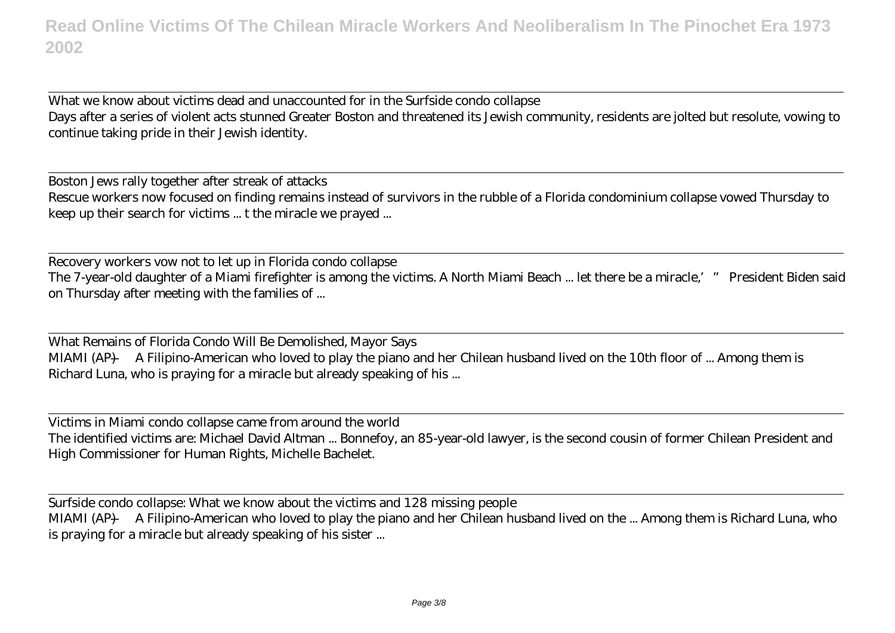What we know about victims dead and unaccounted for in the Surfside condo collapse
Days after a series of violent acts stunned Greater Boston and threatened its Jewish community, residents are jolted but resolute, vowing to continue taking pride in their Jewish identity.

Boston Jews rally together after streak of attacks
Rescue workers now focused on finding remains instead of survivors in the rubble of a Florida condominium collapse vowed Thursday to keep up their search for victims ... t the miracle we prayed ...

Recovery workers vow not to let up in Florida condo collapse
The 7-year-old daughter of a Miami firefighter is among the victims. A North Miami Beach ... let there be a miracle,' " President Biden said on Thursday after meeting with the families of ...

What Remains of Florida Condo Will Be Demolished, Mayor Says
MIAMI (AP) — A Filipino-American who loved to play the piano and her Chilean husband lived on the 10th floor of ... Among them is Richard Luna, who is praying for a miracle but already speaking of his ...

Victims in Miami condo collapse came from around the world
The identified victims are: Michael David Altman ... Bonnefoy, an 85-year-old lawyer, is the second cousin of former Chilean President and High Commissioner for Human Rights, Michelle Bachelet.

Surfside condo collapse: What we know about the victims and 128 missing people
MIAMI (AP) — A Filipino-American who loved to play the piano and her Chilean husband lived on the ... Among them is Richard Luna, who is praying for a miracle but already speaking of his sister ...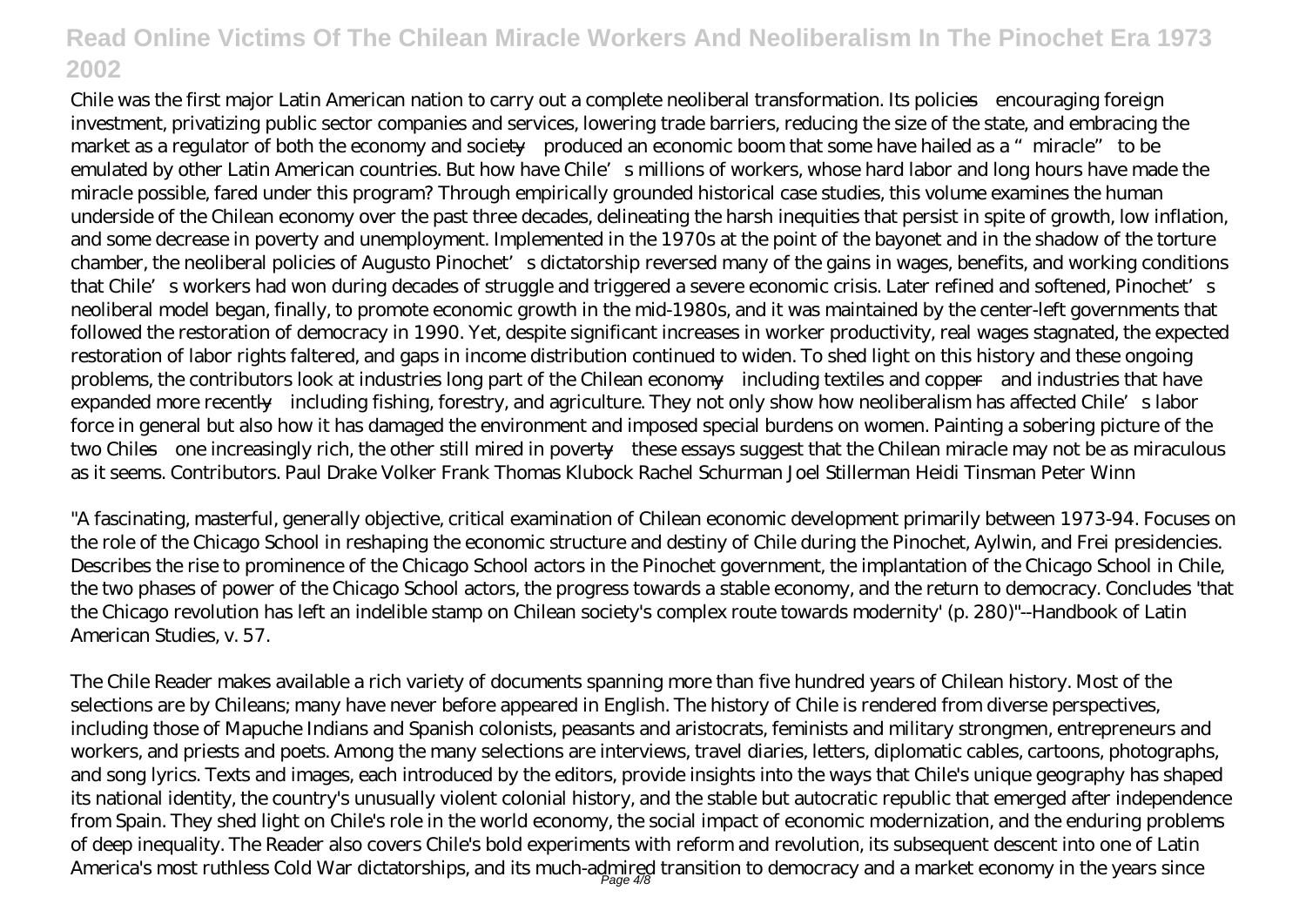Chile was the first major Latin American nation to carry out a complete neoliberal transformation. Its policies—encouraging foreign investment, privatizing public sector companies and services, lowering trade barriers, reducing the size of the state, and embracing the market as a regulator of both the economy and society—produced an economic boom that some have hailed as a "miracle" to be emulated by other Latin American countries. But how have Chile's millions of workers, whose hard labor and long hours have made the miracle possible, fared under this program? Through empirically grounded historical case studies, this volume examines the human underside of the Chilean economy over the past three decades, delineating the harsh inequities that persist in spite of growth, low inflation, and some decrease in poverty and unemployment. Implemented in the 1970s at the point of the bayonet and in the shadow of the torture chamber, the neoliberal policies of Augusto Pinochet's dictatorship reversed many of the gains in wages, benefits, and working conditions that Chile's workers had won during decades of struggle and triggered a severe economic crisis. Later refined and softened, Pinochet's neoliberal model began, finally, to promote economic growth in the mid-1980s, and it was maintained by the center-left governments that followed the restoration of democracy in 1990. Yet, despite significant increases in worker productivity, real wages stagnated, the expected restoration of labor rights faltered, and gaps in income distribution continued to widen. To shed light on this history and these ongoing problems, the contributors look at industries long part of the Chilean economy—including textiles and copper—and industries that have expanded more recently—including fishing, forestry, and agriculture. They not only show how neoliberalism has affected Chile's labor force in general but also how it has damaged the environment and imposed special burdens on women. Painting a sobering picture of the two Chiles—one increasingly rich, the other still mired in poverty—these essays suggest that the Chilean miracle may not be as miraculous as it seems. Contributors. Paul Drake Volker Frank Thomas Klubock Rachel Schurman Joel Stillerman Heidi Tinsman Peter Winn

"A fascinating, masterful, generally objective, critical examination of Chilean economic development primarily between 1973-94. Focuses on the role of the Chicago School in reshaping the economic structure and destiny of Chile during the Pinochet, Aylwin, and Frei presidencies. Describes the rise to prominence of the Chicago School actors in the Pinochet government, the implantation of the Chicago School in Chile, the two phases of power of the Chicago School actors, the progress towards a stable economy, and the return to democracy. Concludes 'that the Chicago revolution has left an indelible stamp on Chilean society's complex route towards modernity' (p. 280)"--Handbook of Latin American Studies, v. 57.

The Chile Reader makes available a rich variety of documents spanning more than five hundred years of Chilean history. Most of the selections are by Chileans; many have never before appeared in English. The history of Chile is rendered from diverse perspectives, including those of Mapuche Indians and Spanish colonists, peasants and aristocrats, feminists and military strongmen, entrepreneurs and workers, and priests and poets. Among the many selections are interviews, travel diaries, letters, diplomatic cables, cartoons, photographs, and song lyrics. Texts and images, each introduced by the editors, provide insights into the ways that Chile's unique geography has shaped its national identity, the country's unusually violent colonial history, and the stable but autocratic republic that emerged after independence from Spain. They shed light on Chile's role in the world economy, the social impact of economic modernization, and the enduring problems of deep inequality. The Reader also covers Chile's bold experiments with reform and revolution, its subsequent descent into one of Latin America's most ruthless Cold War dictatorships, and its much-admired transition to democracy and a market economy in the years since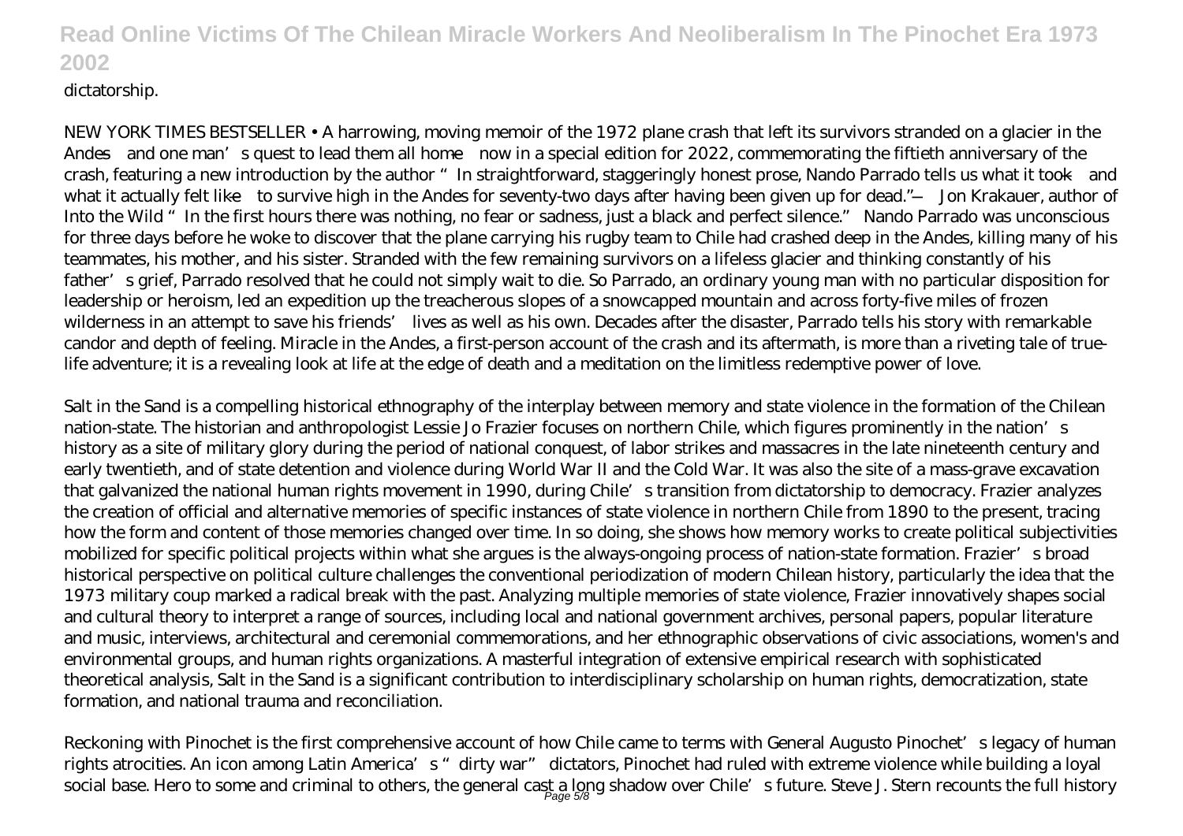dictatorship.

NEW YORK TIMES BESTSELLER • A harrowing, moving memoir of the 1972 plane crash that left its survivors stranded on a glacier in the Andes—and one man's quest to lead them all home—now in a special edition for 2022, commemorating the fiftieth anniversary of the crash, featuring a new introduction by the author "In straightforward, staggeringly honest prose, Nando Parrado tells us what it took—and what it actually felt like—to survive high in the Andes for seventy-two days after having been given up for dead."—Jon Krakauer, author of Into the Wild "In the first hours there was nothing, no fear or sadness, just a black and perfect silence." Nando Parrado was unconscious for three days before he woke to discover that the plane carrying his rugby team to Chile had crashed deep in the Andes, killing many of his teammates, his mother, and his sister. Stranded with the few remaining survivors on a lifeless glacier and thinking constantly of his father's grief, Parrado resolved that he could not simply wait to die. So Parrado, an ordinary young man with no particular disposition for leadership or heroism, led an expedition up the treacherous slopes of a snowcapped mountain and across forty-five miles of frozen wilderness in an attempt to save his friends' lives as well as his own. Decades after the disaster, Parrado tells his story with remarkable candor and depth of feeling. Miracle in the Andes, a first-person account of the crash and its aftermath, is more than a riveting tale of true-life adventure; it is a revealing look at life at the edge of death and a meditation on the limitless redemptive power of love.

Salt in the Sand is a compelling historical ethnography of the interplay between memory and state violence in the formation of the Chilean nation-state. The historian and anthropologist Lessie Jo Frazier focuses on northern Chile, which figures prominently in the nation's history as a site of military glory during the period of national conquest, of labor strikes and massacres in the late nineteenth century and early twentieth, and of state detention and violence during World War II and the Cold War. It was also the site of a mass-grave excavation that galvanized the national human rights movement in 1990, during Chile's transition from dictatorship to democracy. Frazier analyzes the creation of official and alternative memories of specific instances of state violence in northern Chile from 1890 to the present, tracing how the form and content of those memories changed over time. In so doing, she shows how memory works to create political subjectivities mobilized for specific political projects within what she argues is the always-ongoing process of nation-state formation. Frazier's broad historical perspective on political culture challenges the conventional periodization of modern Chilean history, particularly the idea that the 1973 military coup marked a radical break with the past. Analyzing multiple memories of state violence, Frazier innovatively shapes social and cultural theory to interpret a range of sources, including local and national government archives, personal papers, popular literature and music, interviews, architectural and ceremonial commemorations, and her ethnographic observations of civic associations, women's and environmental groups, and human rights organizations. A masterful integration of extensive empirical research with sophisticated theoretical analysis, Salt in the Sand is a significant contribution to interdisciplinary scholarship on human rights, democratization, state formation, and national trauma and reconciliation.

Reckoning with Pinochet is the first comprehensive account of how Chile came to terms with General Augusto Pinochet's legacy of human rights atrocities. An icon among Latin America's "dirty war" dictators, Pinochet had ruled with extreme violence while building a loyal social base. Hero to some and criminal to others, the general cast a long shadow over Chile's future. Steve J. Stern recounts the full history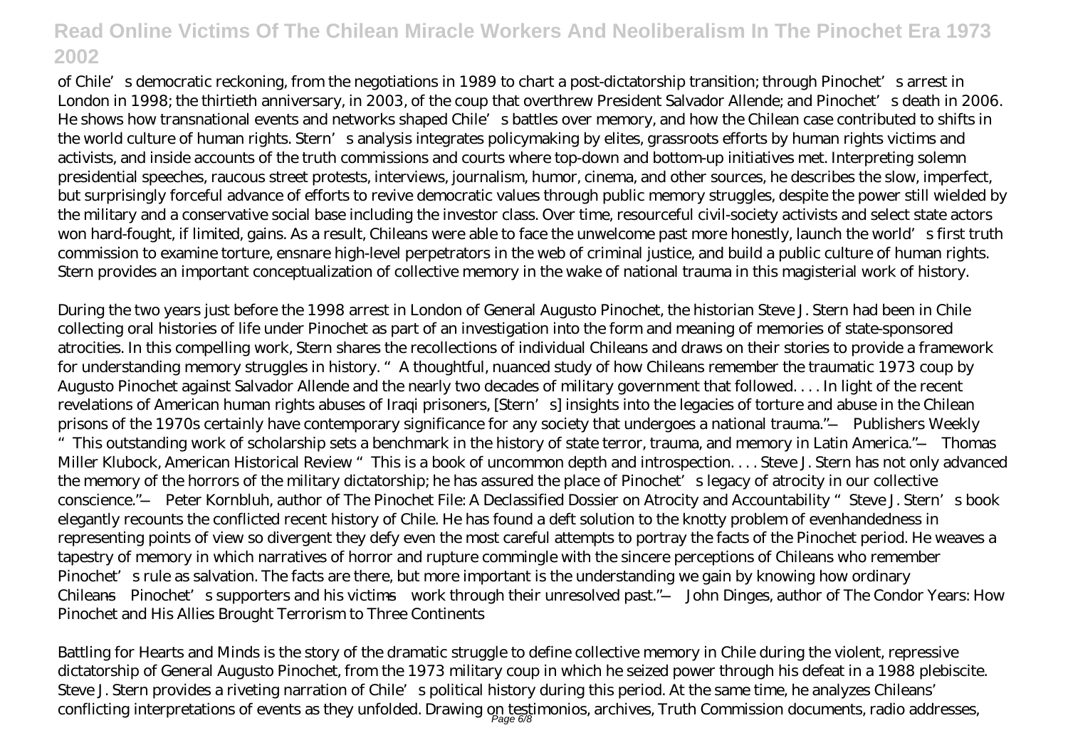of Chile's democratic reckoning, from the negotiations in 1989 to chart a post-dictatorship transition; through Pinochet's arrest in London in 1998; the thirtieth anniversary, in 2003, of the coup that overthrew President Salvador Allende; and Pinochet's death in 2006. He shows how transnational events and networks shaped Chile's battles over memory, and how the Chilean case contributed to shifts in the world culture of human rights. Stern's analysis integrates policymaking by elites, grassroots efforts by human rights victims and activists, and inside accounts of the truth commissions and courts where top-down and bottom-up initiatives met. Interpreting solemn presidential speeches, raucous street protests, interviews, journalism, humor, cinema, and other sources, he describes the slow, imperfect, but surprisingly forceful advance of efforts to revive democratic values through public memory struggles, despite the power still wielded by the military and a conservative social base including the investor class. Over time, resourceful civil-society activists and select state actors won hard-fought, if limited, gains. As a result, Chileans were able to face the unwelcome past more honestly, launch the world's first truth commission to examine torture, ensnare high-level perpetrators in the web of criminal justice, and build a public culture of human rights. Stern provides an important conceptualization of collective memory in the wake of national trauma in this magisterial work of history.

During the two years just before the 1998 arrest in London of General Augusto Pinochet, the historian Steve J. Stern had been in Chile collecting oral histories of life under Pinochet as part of an investigation into the form and meaning of memories of state-sponsored atrocities. In this compelling work, Stern shares the recollections of individual Chileans and draws on their stories to provide a framework for understanding memory struggles in history. "A thoughtful, nuanced study of how Chileans remember the traumatic 1973 coup by Augusto Pinochet against Salvador Allende and the nearly two decades of military government that followed. . . . In light of the recent revelations of American human rights abuses of Iraqi prisoners, [Stern's] insights into the legacies of torture and abuse in the Chilean prisons of the 1970s certainly have contemporary significance for any society that undergoes a national trauma."—Publishers Weekly "This outstanding work of scholarship sets a benchmark in the history of state terror, trauma, and memory in Latin America."—Thomas Miller Klubock, American Historical Review "This is a book of uncommon depth and introspection. . . . Steve J. Stern has not only advanced the memory of the horrors of the military dictatorship; he has assured the place of Pinochet's legacy of atrocity in our collective conscience."—Peter Kornbluh, author of The Pinochet File: A Declassified Dossier on Atrocity and Accountability "Steve J. Stern's book elegantly recounts the conflicted recent history of Chile. He has found a deft solution to the knotty problem of evenhandedness in representing points of view so divergent they defy even the most careful attempts to portray the facts of the Pinochet period. He weaves a tapestry of memory in which narratives of horror and rupture commingle with the sincere perceptions of Chileans who remember Pinochet's rule as salvation. The facts are there, but more important is the understanding we gain by knowing how ordinary Chileans—Pinochet's supporters and his victims—work through their unresolved past."—John Dinges, author of The Condor Years: How Pinochet and His Allies Brought Terrorism to Three Continents

Battling for Hearts and Minds is the story of the dramatic struggle to define collective memory in Chile during the violent, repressive dictatorship of General Augusto Pinochet, from the 1973 military coup in which he seized power through his defeat in a 1988 plebiscite. Steve J. Stern provides a riveting narration of Chile's political history during this period. At the same time, he analyzes Chileans' conflicting interpretations of events as they unfolded. Drawing on testimonios, archives, Truth Commission documents, radio addresses,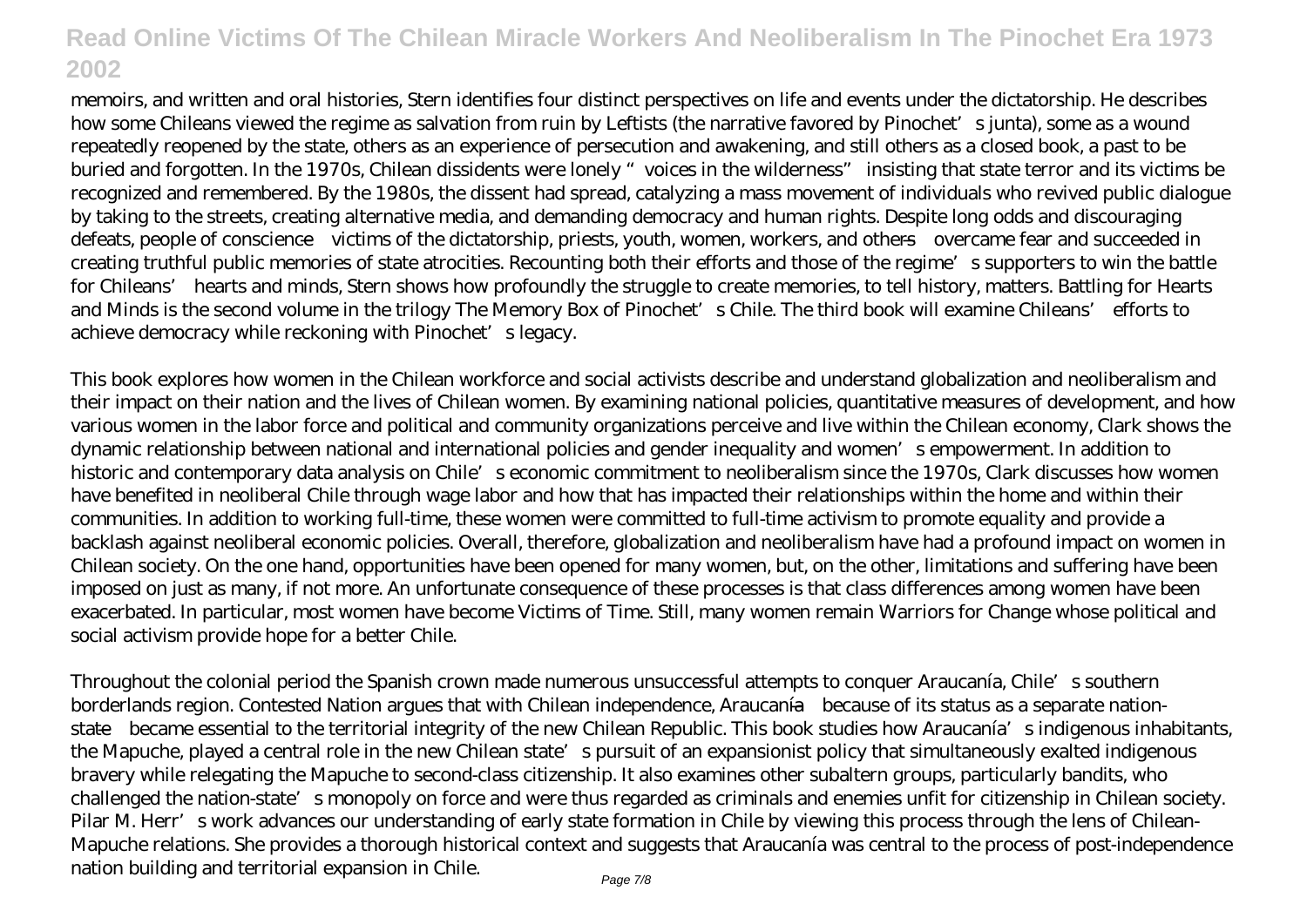memoirs, and written and oral histories, Stern identifies four distinct perspectives on life and events under the dictatorship. He describes how some Chileans viewed the regime as salvation from ruin by Leftists (the narrative favored by Pinochet's junta), some as a wound repeatedly reopened by the state, others as an experience of persecution and awakening, and still others as a closed book, a past to be buried and forgotten. In the 1970s, Chilean dissidents were lonely "voices in the wilderness" insisting that state terror and its victims be recognized and remembered. By the 1980s, the dissent had spread, catalyzing a mass movement of individuals who revived public dialogue by taking to the streets, creating alternative media, and demanding democracy and human rights. Despite long odds and discouraging defeats, people of conscience—victims of the dictatorship, priests, youth, women, workers, and others—overcame fear and succeeded in creating truthful public memories of state atrocities. Recounting both their efforts and those of the regime's supporters to win the battle for Chileans' hearts and minds, Stern shows how profoundly the struggle to create memories, to tell history, matters. Battling for Hearts and Minds is the second volume in the trilogy The Memory Box of Pinochet's Chile. The third book will examine Chileans' efforts to achieve democracy while reckoning with Pinochet's legacy.

This book explores how women in the Chilean workforce and social activists describe and understand globalization and neoliberalism and their impact on their nation and the lives of Chilean women. By examining national policies, quantitative measures of development, and how various women in the labor force and political and community organizations perceive and live within the Chilean economy, Clark shows the dynamic relationship between national and international policies and gender inequality and women's empowerment. In addition to historic and contemporary data analysis on Chile's economic commitment to neoliberalism since the 1970s, Clark discusses how women have benefited in neoliberal Chile through wage labor and how that has impacted their relationships within the home and within their communities. In addition to working full-time, these women were committed to full-time activism to promote equality and provide a backlash against neoliberal economic policies. Overall, therefore, globalization and neoliberalism have had a profound impact on women in Chilean society. On the one hand, opportunities have been opened for many women, but, on the other, limitations and suffering have been imposed on just as many, if not more. An unfortunate consequence of these processes is that class differences among women have been exacerbated. In particular, most women have become Victims of Time. Still, many women remain Warriors for Change whose political and social activism provide hope for a better Chile.

Throughout the colonial period the Spanish crown made numerous unsuccessful attempts to conquer Araucanía, Chile's southern borderlands region. Contested Nation argues that with Chilean independence, Araucanía—because of its status as a separate nation-state—became essential to the territorial integrity of the new Chilean Republic. This book studies how Araucanía's indigenous inhabitants, the Mapuche, played a central role in the new Chilean state's pursuit of an expansionist policy that simultaneously exalted indigenous bravery while relegating the Mapuche to second-class citizenship. It also examines other subaltern groups, particularly bandits, who challenged the nation-state's monopoly on force and were thus regarded as criminals and enemies unfit for citizenship in Chilean society. Pilar M. Herr's work advances our understanding of early state formation in Chile by viewing this process through the lens of Chilean-Mapuche relations. She provides a thorough historical context and suggests that Araucanía was central to the process of post-independence nation building and territorial expansion in Chile.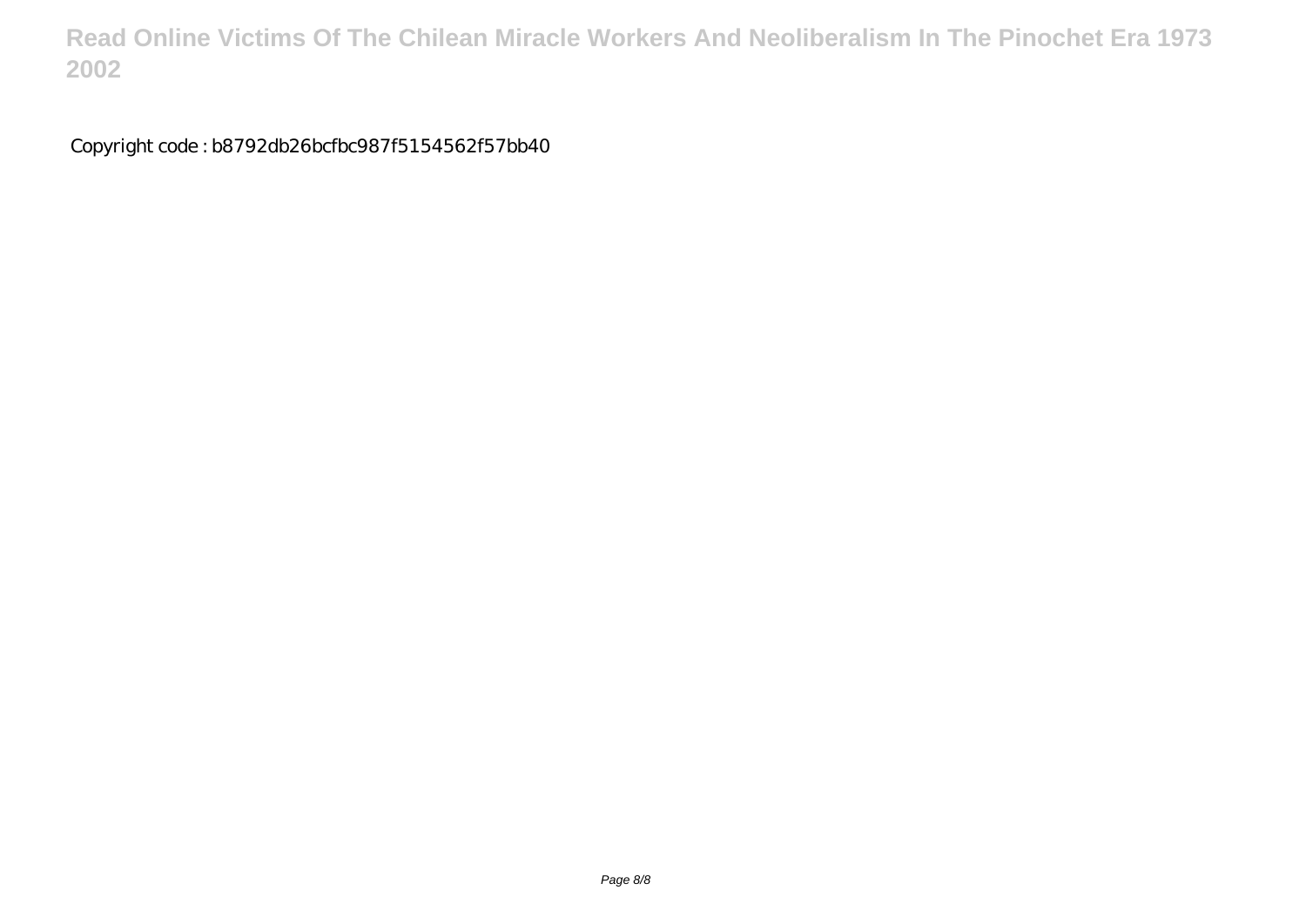Copyright code : b8792db26bcfbc987f5154562f57bb40